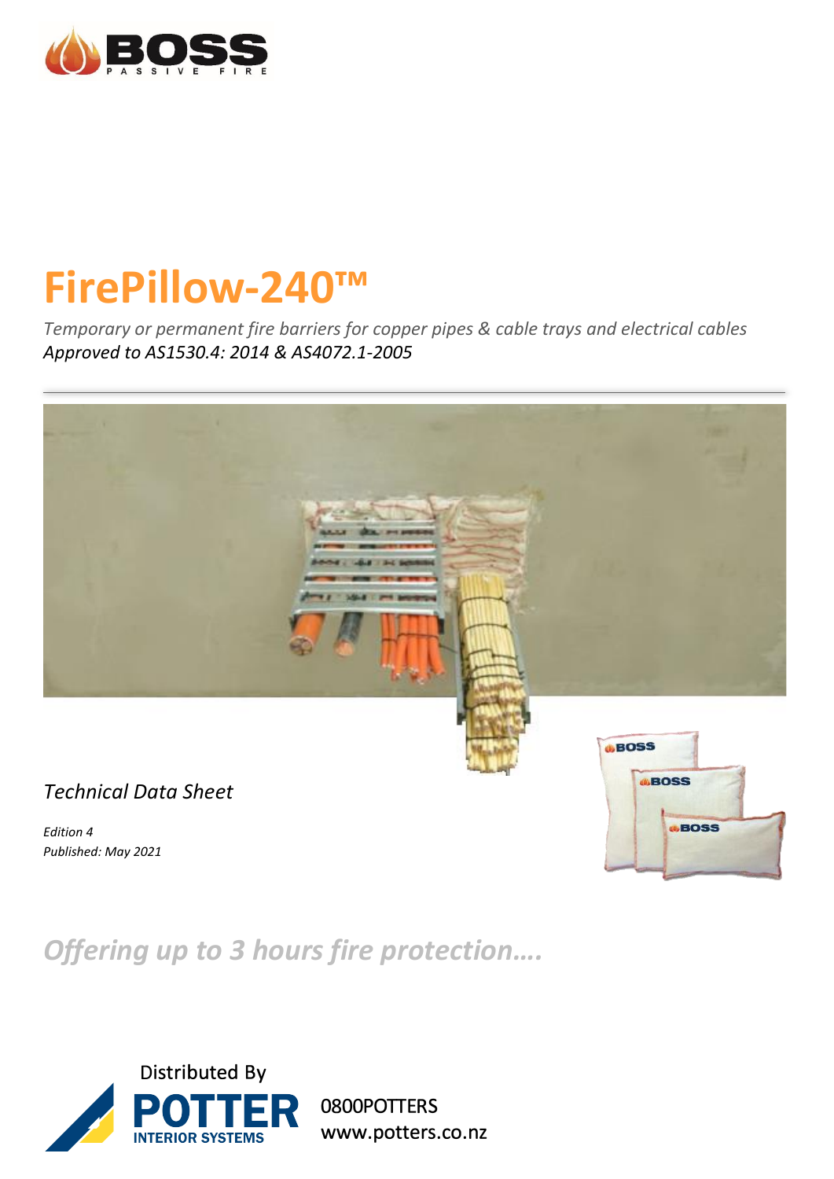BOSS PASSIVE FIRE

# FirePillow-240™

*Temporary or permanent fire barriers for copper pipes & cable trays and electrical cables*
*Approved to AS1530.4: 2014 & AS4072.1-2005*

---

*Technical Data Sheet*

*Edition 4*
*Published: May 2021*

## *Offering up to 3 hours fire protection….*

Distributed By
POTTER INTERIOR SYSTEMS
0800POTTERS
www.potters.co.nz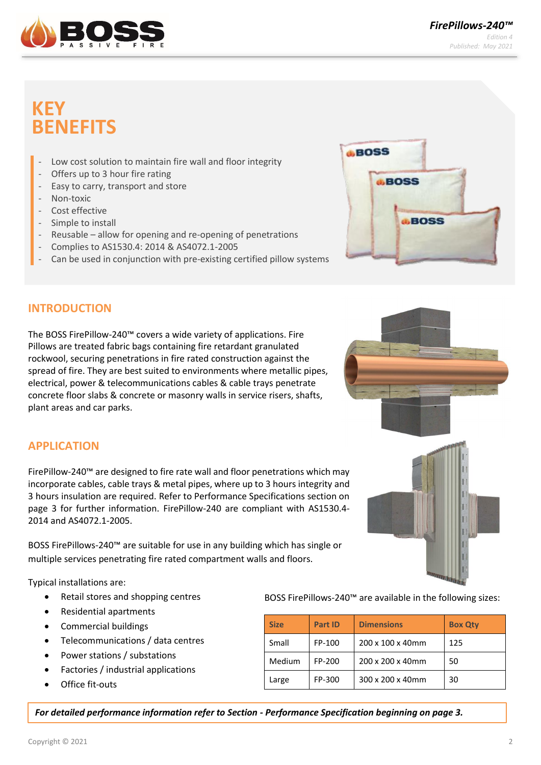# KEY BENEFITS

- Low cost solution to maintain fire wall and floor integrity
- Offers up to 3 hour fire rating
- Easy to carry, transport and store
- Non-toxic
- Cost effective
- Simple to install
- Reusable – allow for opening and re-opening of penetrations
- Complies to AS1530.4: 2014 & AS4072.1-2005
- Can be used in conjunction with pre-existing certified pillow systems

## INTRODUCTION

The BOSS FirePillow-240™ covers a wide variety of applications. Fire Pillows are treated fabric bags containing fire retardant granulated rockwool, securing penetrations in fire rated construction against the spread of fire. They are best suited to environments where metallic pipes, electrical, power & telecommunications cables & cable trays penetrate concrete floor slabs & concrete or masonry walls in service risers, shafts, plant areas and car parks.

## APPLICATION

FirePillow-240™ are designed to fire rate wall and floor penetrations which may incorporate cables, cable trays & metal pipes, where up to 3 hours integrity and 3 hours insulation are required. Refer to Performance Specifications section on page 3 for further information. FirePillow-240 are compliant with AS1530.4-2014 and AS4072.1-2005.

BOSS FirePillows-240™ are suitable for use in any building which has single or multiple services penetrating fire rated compartment walls and floors.

Typical installations are:

- Retail stores and shopping centres
- Residential apartments
- Commercial buildings
- Telecommunications / data centres
- Power stations / substations
- Factories / industrial applications
- Office fit-outs

BOSS FirePillows-240™ are available in the following sizes:

| Size | Part ID | Dimensions | Box Qty |
|---|---|---|---|
| Small | FP-100 | 200 x 100 x 40mm | 125 |
| Medium | FP-200 | 200 x 200 x 40mm | 50 |
| Large | FP-300 | 300 x 200 x 40mm | 30 |

***For detailed performance information refer to Section - Performance Specification beginning on page 3.***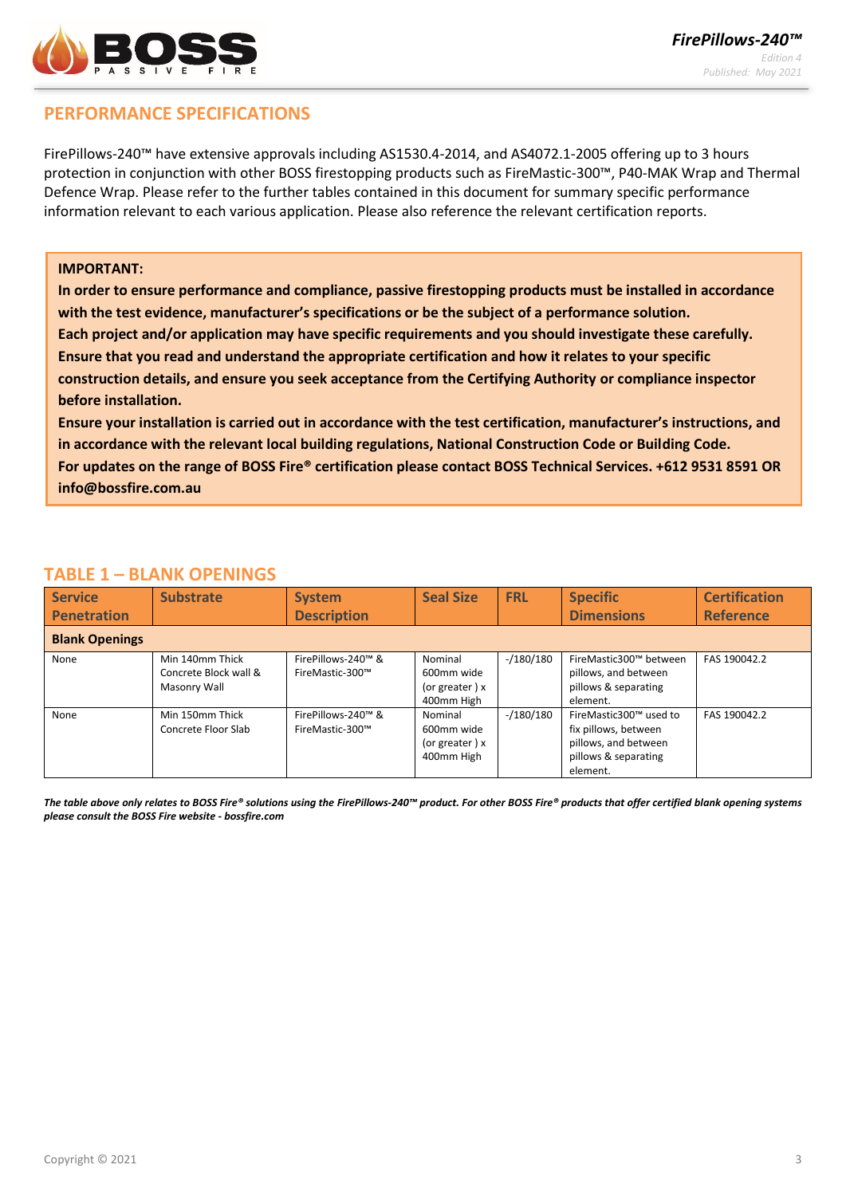## PERFORMANCE SPECIFICATIONS

FirePillows-240™ have extensive approvals including AS1530.4-2014, and AS4072.1-2005 offering up to 3 hours protection in conjunction with other BOSS firestopping products such as FireMastic-300™, P40-MAK Wrap and Thermal Defence Wrap. Please refer to the further tables contained in this document for summary specific performance information relevant to each various application. Please also reference the relevant certification reports.

**IMPORTANT:**
**In order to ensure performance and compliance, passive firestopping products must be installed in accordance with the test evidence, manufacturer's specifications or be the subject of a performance solution.**
**Each project and/or application may have specific requirements and you should investigate these carefully. Ensure that you read and understand the appropriate certification and how it relates to your specific construction details, and ensure you seek acceptance from the Certifying Authority or compliance inspector before installation.**
**Ensure your installation is carried out in accordance with the test certification, manufacturer's instructions, and in accordance with the relevant local building regulations, National Construction Code or Building Code.**
**For updates on the range of BOSS Fire® certification please contact BOSS Technical Services. +612 9531 8591 OR info@bossfire.com.au**

## TABLE 1 – BLANK OPENINGS

| Service Penetration | Substrate | System Description | Seal Size | FRL | Specific Dimensions | Certification Reference |
|---|---|---|---|---|---|---|
| **Blank Openings** | | | | | | |
| None | Min 140mm Thick Concrete Block wall & Masonry Wall | FirePillows-240™ & FireMastic-300™ | Nominal 600mm wide (or greater ) x 400mm High | -/180/180 | FireMastic300™ between pillows, and between pillows & separating element. | FAS 190042.2 |
| None | Min 150mm Thick Concrete Floor Slab | FirePillows-240™ & FireMastic-300™ | Nominal 600mm wide (or greater ) x 400mm High | -/180/180 | FireMastic300™ used to fix pillows, between pillows, and between pillows & separating element. | FAS 190042.2 |

***The table above only relates to BOSS Fire® solutions using the FirePillows-240™ product. For other BOSS Fire® products that offer certified blank opening systems please consult the BOSS Fire website - bossfire.com***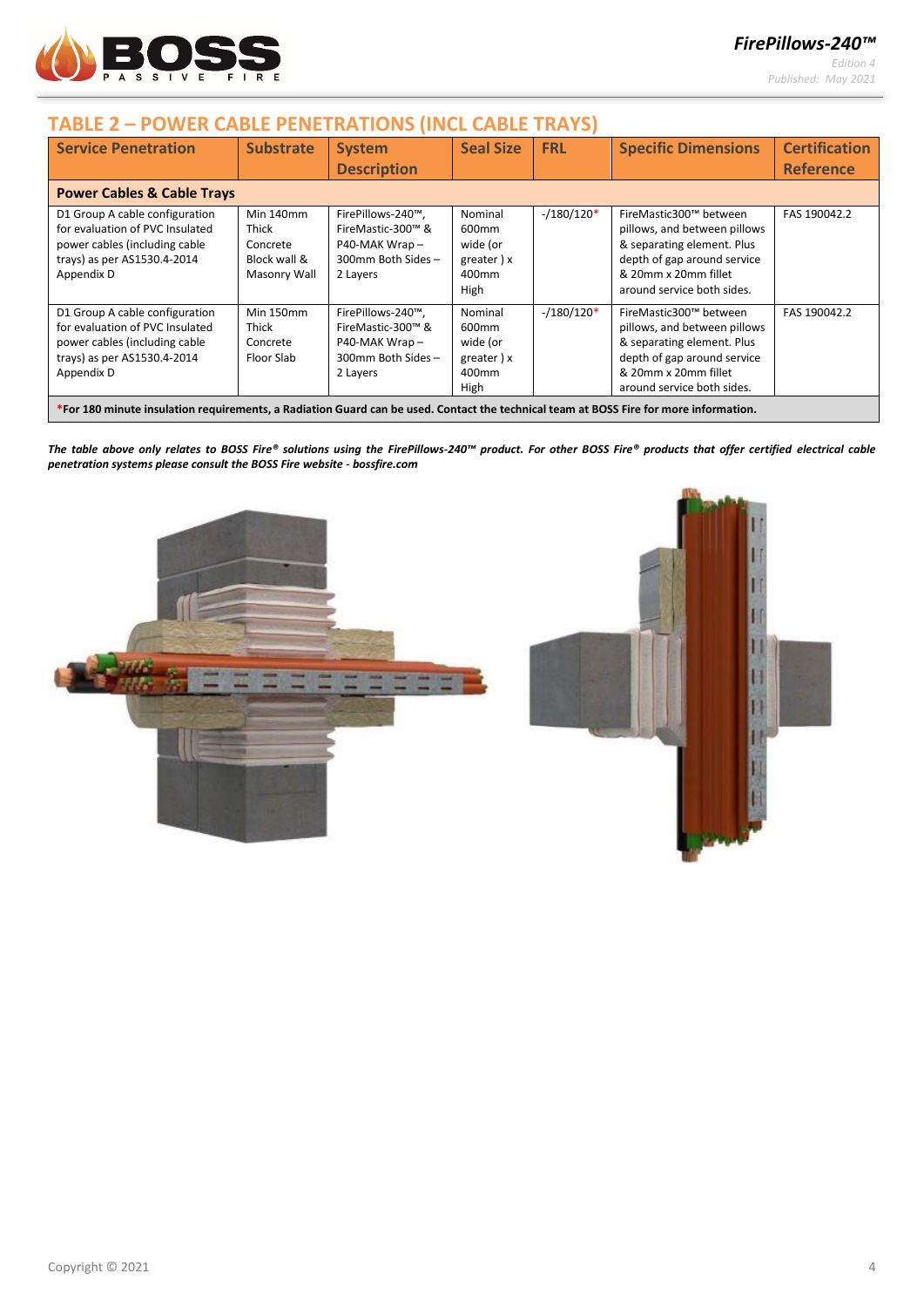## TABLE 2 – POWER CABLE PENETRATIONS (INCL CABLE TRAYS)

| Service Penetration | Substrate | System Description | Seal Size | FRL | Specific Dimensions | Certification Reference |
|---|---|---|---|---|---|---|
| **Power Cables & Cable Trays** | | | | | | |
| D1 Group A cable configuration for evaluation of PVC Insulated power cables (including cable trays) as per AS1530.4-2014 Appendix D | Min 140mm Thick Concrete Block wall & Masonry Wall | FirePillows-240™, FireMastic-300™ & P40-MAK Wrap – 300mm Both Sides – 2 Layers | Nominal 600mm wide (or greater ) x 400mm High | -/180/120* | FireMastic300™ between pillows, and between pillows & separating element. Plus depth of gap around service & 20mm x 20mm fillet around service both sides. | FAS 190042.2 |
| D1 Group A cable configuration for evaluation of PVC Insulated power cables (including cable trays) as per AS1530.4-2014 Appendix D | Min 150mm Thick Concrete Floor Slab | FirePillows-240™, FireMastic-300™ & P40-MAK Wrap – 300mm Both Sides – 2 Layers | Nominal 600mm wide (or greater ) x 400mm High | -/180/120* | FireMastic300™ between pillows, and between pillows & separating element. Plus depth of gap around service & 20mm x 20mm fillet around service both sides. | FAS 190042.2 |

***For 180 minute insulation requirements, a Radiation Guard can be used. Contact the technical team at BOSS Fire for more information.**

***The table above only relates to BOSS Fire® solutions using the FirePillows-240™ product. For other BOSS Fire® products that offer certified electrical cable penetration systems please consult the BOSS Fire website - bossfire.com***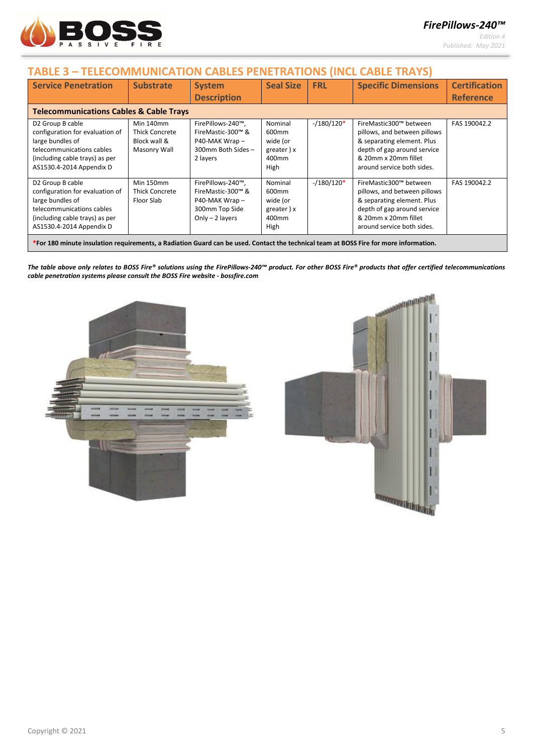## TABLE 3 – TELECOMMUNICATION CABLES PENETRATIONS (INCL CABLE TRAYS)

| Service Penetration | Substrate | System Description | Seal Size | FRL | Specific Dimensions | Certification Reference |
|---|---|---|---|---|---|---|
| **Telecommunications Cables & Cable Trays** | | | | | | |
| D2 Group B cable configuration for evaluation of large bundles of telecommunications cables (including cable trays) as per AS1530.4-2014 Appendix D | Min 140mm Thick Concrete Block wall & Masonry Wall | FirePillows-240™, FireMastic-300™ & P40-MAK Wrap – 300mm Both Sides – 2 layers | Nominal 600mm wide (or greater ) x 400mm High | -/180/120* | FireMastic300™ between pillows, and between pillows & separating element. Plus depth of gap around service & 20mm x 20mm fillet around service both sides. | FAS 190042.2 |
| D2 Group B cable configuration for evaluation of large bundles of telecommunications cables (including cable trays) as per AS1530.4-2014 Appendix D | Min 150mm Thick Concrete Floor Slab | FirePillows-240™, FireMastic-300™ & P40-MAK Wrap – 300mm Top Side Only – 2 layers | Nominal 600mm wide (or greater ) x 400mm High | -/180/120* | FireMastic300™ between pillows, and between pillows & separating element. Plus depth of gap around service & 20mm x 20mm fillet around service both sides. | FAS 190042.2 |

***For 180 minute insulation requirements, a Radiation Guard can be used. Contact the technical team at BOSS Fire for more information.**

***The table above only relates to BOSS Fire® solutions using the FirePillows-240™ product. For other BOSS Fire® products that offer certified telecommunications cable penetration systems please consult the BOSS Fire website - bossfire.com***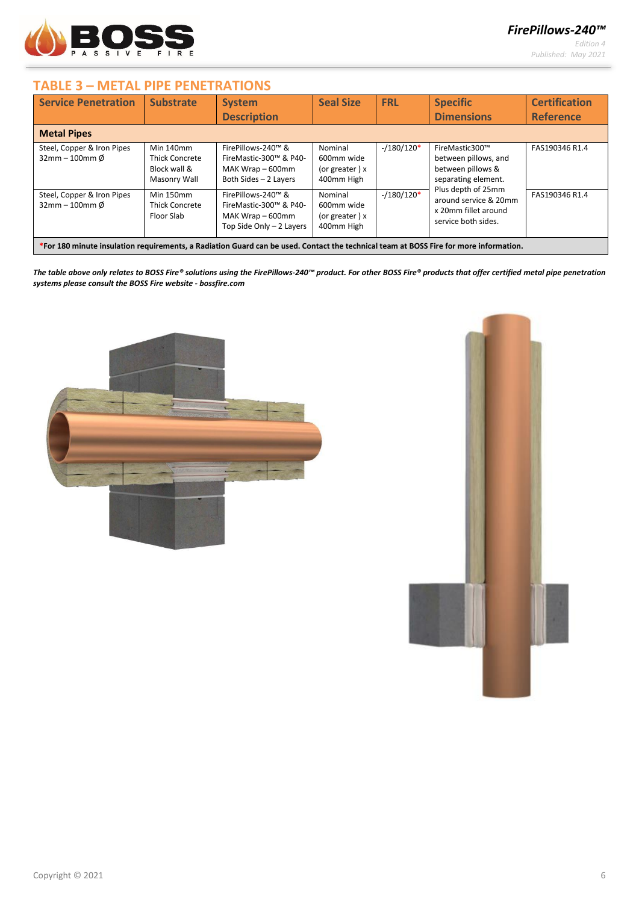## TABLE 3 – METAL PIPE PENETRATIONS

| Service Penetration | Substrate | System Description | Seal Size | FRL | Specific Dimensions | Certification Reference |
|---|---|---|---|---|---|---|
| **Metal Pipes** | | | | | | |
| Steel, Copper & Iron Pipes 32mm – 100mm Ø | Min 140mm Thick Concrete Block wall & Masonry Wall | FirePillows-240™ & FireMastic-300™ & P40-MAK Wrap – 600mm Both Sides – 2 Layers | Nominal 600mm wide (or greater ) x 400mm High | -/180/120* | FireMastic300™ between pillows, and between pillows & separating element. Plus depth of 25mm around service & 20mm x 20mm fillet around service both sides. | FAS190346 R1.4 |
| Steel, Copper & Iron Pipes 32mm – 100mm Ø | Min 150mm Thick Concrete Floor Slab | FirePillows-240™ & FireMastic-300™ & P40-MAK Wrap – 600mm Top Side Only – 2 Layers | Nominal 600mm wide (or greater ) x 400mm High | -/180/120* | | FAS190346 R1.4 |

***For 180 minute insulation requirements, a Radiation Guard can be used. Contact the technical team at BOSS Fire for more information.**

***The table above only relates to BOSS Fire® solutions using the FirePillows-240™ product. For other BOSS Fire® products that offer certified metal pipe penetration systems please consult the BOSS Fire website - bossfire.com***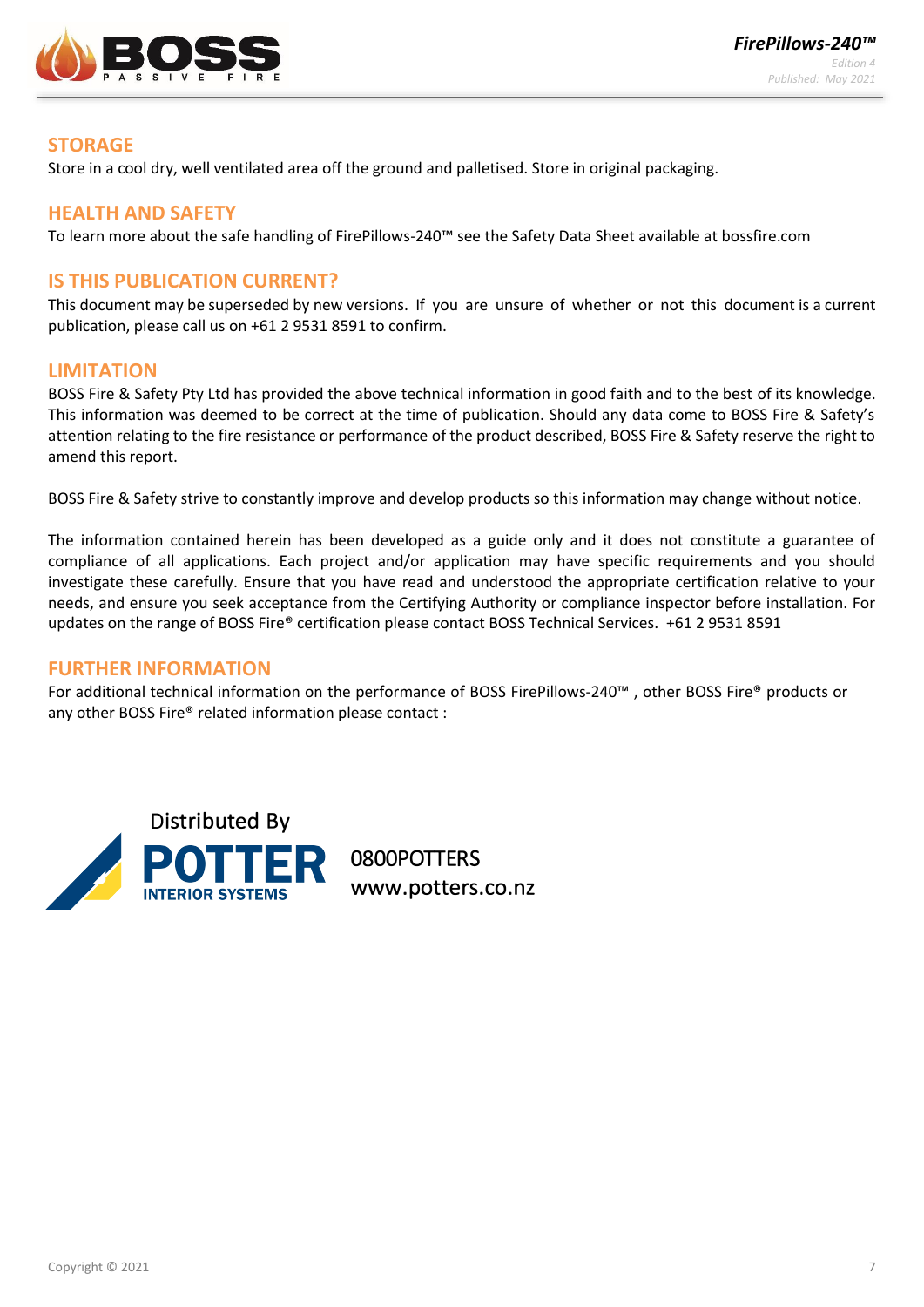## STORAGE

Store in a cool dry, well ventilated area off the ground and palletised. Store in original packaging.

## HEALTH AND SAFETY

To learn more about the safe handling of FirePillows-240™ see the Safety Data Sheet available at bossfire.com

## IS THIS PUBLICATION CURRENT?

This document may be superseded by new versions. If you are unsure of whether or not this document is a current publication, please call us on +61 2 9531 8591 to confirm.

## LIMITATION

BOSS Fire & Safety Pty Ltd has provided the above technical information in good faith and to the best of its knowledge. This information was deemed to be correct at the time of publication. Should any data come to BOSS Fire & Safety's attention relating to the fire resistance or performance of the product described, BOSS Fire & Safety reserve the right to amend this report.

BOSS Fire & Safety strive to constantly improve and develop products so this information may change without notice.

The information contained herein has been developed as a guide only and it does not constitute a guarantee of compliance of all applications. Each project and/or application may have specific requirements and you should investigate these carefully. Ensure that you have read and understood the appropriate certification relative to your needs, and ensure you seek acceptance from the Certifying Authority or compliance inspector before installation. For updates on the range of BOSS Fire® certification please contact BOSS Technical Services. +61 2 9531 8591

## FURTHER INFORMATION

For additional technical information on the performance of BOSS FirePillows-240™ , other BOSS Fire® products or any other BOSS Fire® related information please contact :

Distributed By

POTTER INTERIOR SYSTEMS

0800POTTERS
www.potters.co.nz